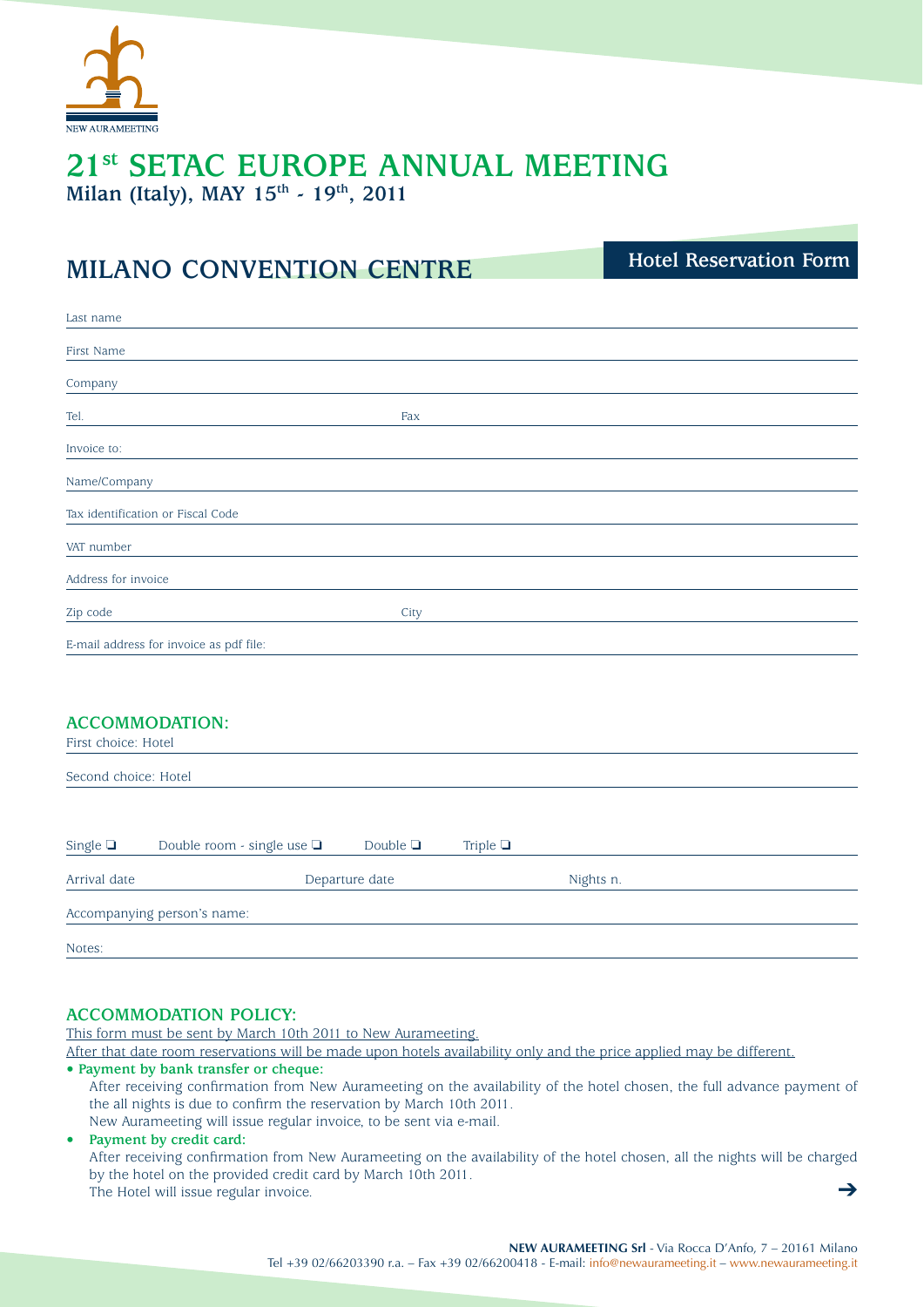NEW AURAMEETING

# 21st SETAC EUROPE ANNUAL MEETING

**Milan (Italy), MAY 15th - 19th, 2011**

## MILANO CONVENTION CENTRE

**Hotel Reservation Form**

Last name

First Name

Company

Tel. Fax

Invoice to:

Name/Company

Tax identification or Fiscal Code

VAT number

Address for invoice

Zip code City

E-mail address for invoice as pdf file:

### ACCOMMODATION:

First choice: Hotel

Second choice: Hotel

Single ❑ Double room - single use ❑ Double ❑ Triple ❑

Arrival date Departure date Nights n.

Accompanying person's name:

Notes:

### ACCOMMODATION POLICY:

This form must be sent by March 10th 2011 to New Aurameeting.

After that date room reservations will be made upon hotels availability only and the price applied may be different.

- **Payment by bank transfer or cheque:**
  After receiving confirmation from New Aurameeting on the availability of the hotel chosen, the full advance payment of the all nights is due to confirm the reservation by March 10th 2011.
  New Aurameeting will issue regular invoice, to be sent via e-mail.
- **Payment by credit card:**
  After receiving confirmation from New Aurameeting on the availability of the hotel chosen, all the nights will be charged by the hotel on the provided credit card by March 10th 2011.
  The Hotel will issue regular invoice.

➔

**NEW AURAMEETING Srl** - Via Rocca D'Anfo, 7 – 20161 Milano
Tel +39 02/66203390 r.a. – Fax +39 02/66200418 - E-mail: info@newaurameeting.it – www.newaurameeting.it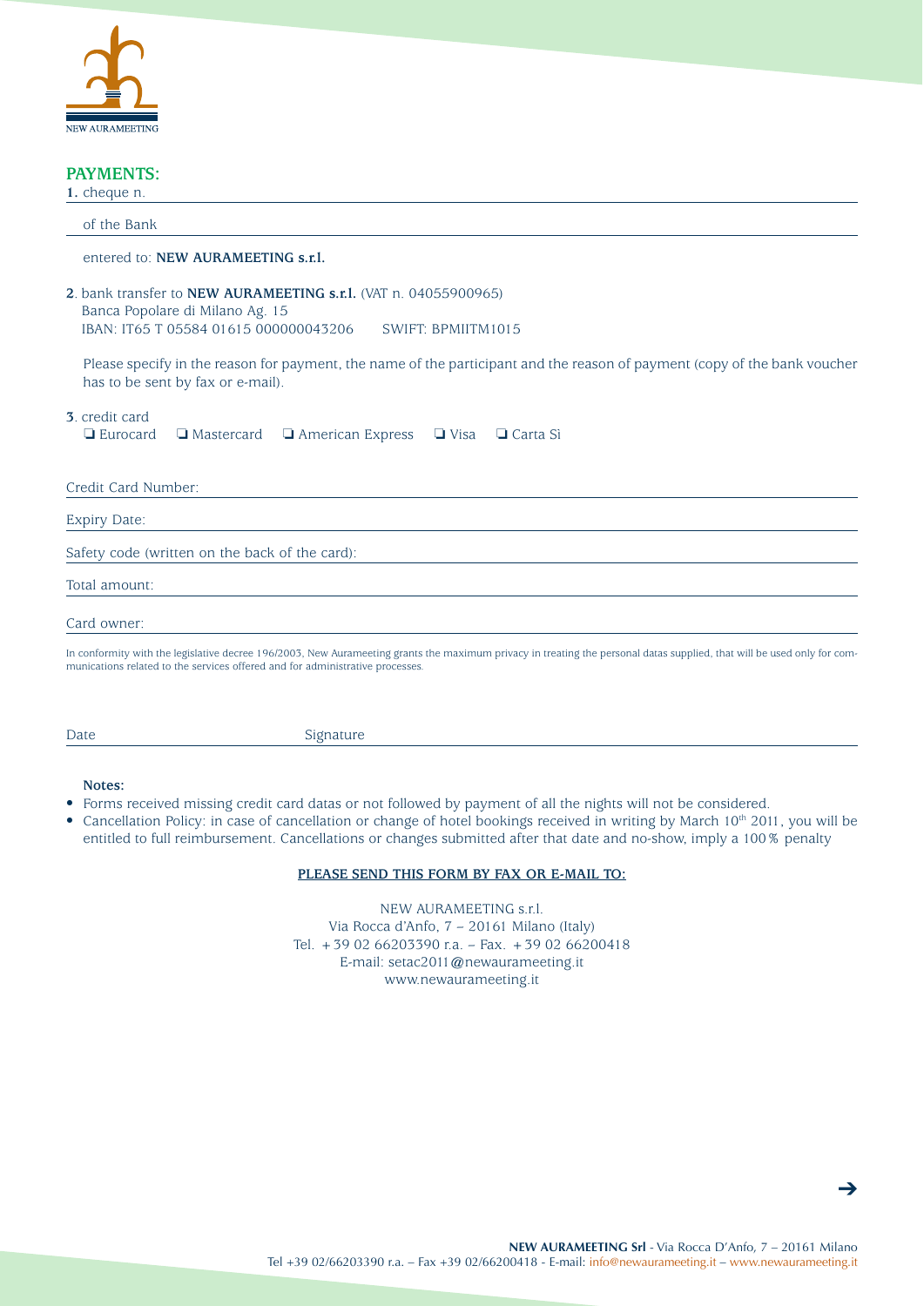## PAYMENTS:

**1.** cheque n.

of the Bank

entered to: **NEW AURAMEETING s.r.l.**

**2**. bank transfer to **NEW AURAMEETING s.r.l.** (VAT n. 04055900965)
Banca Popolare di Milano Ag. 15
IBAN: IT65 T 05584 01615 000000043206 SWIFT: BPMIITM1015

Please specify in the reason for payment, the name of the participant and the reason of payment (copy of the bank voucher has to be sent by fax or e-mail).

**3**. credit card
❑ Eurocard ❑ Mastercard ❑ American Express ❑ Visa ❑ Carta Si

Credit Card Number:

Expiry Date:

Safety code (written on the back of the card):

Total amount:

Card owner:

In conformity with the legislative decree 196/2003, New Aurameeting grants the maximum privacy in treating the personal datas supplied, that will be used only for communications related to the services offered and for administrative processes.

Date Signature

**Notes:**

- Forms received missing credit card datas or not followed by payment of all the nights will not be considered.
- Cancellation Policy: in case of cancellation or change of hotel bookings received in writing by March 10th 2011, you will be entitled to full reimbursement. Cancellations or changes submitted after that date and no-show, imply a 100% penalty

**PLEASE SEND THIS FORM BY FAX OR E-MAIL TO:**

NEW AURAMEETING s.r.l.
Via Rocca d'Anfo, 7 – 20161 Milano (Italy)
Tel. +39 02 66203390 r.a. – Fax. +39 02 66200418
E-mail: setac2011@newaurameeting.it
www.newaurameeting.it